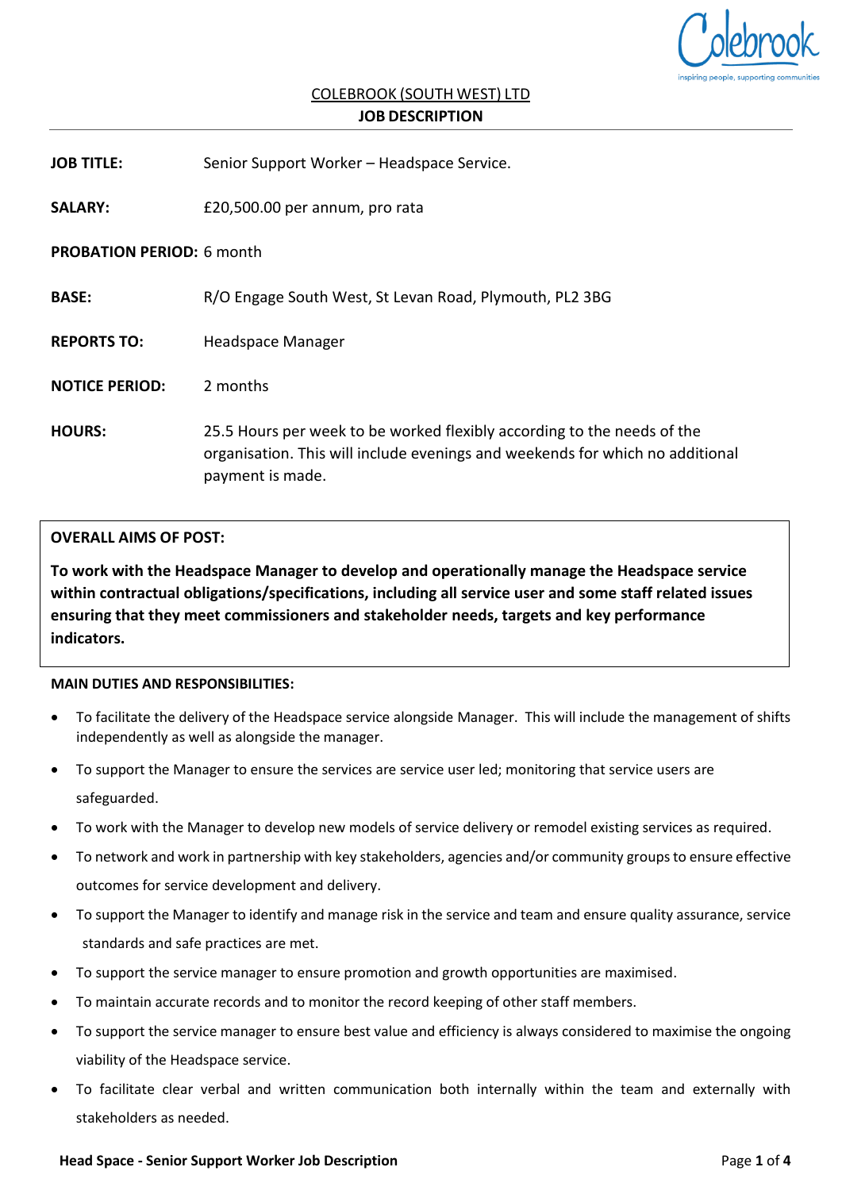COLEBROOK (SOUTH WEST) LTD

**JOB DESCRIPTION**

**JOB TITLE:** Senior Support Worker – Headspace Service.

**SALARY:** £20,500.00 per annum, pro rata

**PROBATION PERIOD:** 6 month

**BASE:** R/O Engage South West, St Levan Road, Plymouth, PL2 3BG

**REPORTS TO:** Headspace Manager

**NOTICE PERIOD:** 2 months

**HOURS:** 25.5 Hours per week to be worked flexibly according to the needs of the organisation. This will include evenings and weekends for which no additional payment is made.

**OVERALL AIMS OF POST:**

**To work with the Headspace Manager to develop and operationally manage the Headspace service within contractual obligations/specifications, including all service user and some staff related issues ensuring that they meet commissioners and stakeholder needs, targets and key performance indicators.**

**MAIN DUTIES AND RESPONSIBILITIES:**

- To facilitate the delivery of the Headspace service alongside Manager. This will include the management of shifts independently as well as alongside the manager.
- To support the Manager to ensure the services are service user led; monitoring that service users are safeguarded.
- To work with the Manager to develop new models of service delivery or remodel existing services as required.
- To network and work in partnership with key stakeholders, agencies and/or community groups to ensure effective outcomes for service development and delivery.
- To support the Manager to identify and manage risk in the service and team and ensure quality assurance, service standards and safe practices are met.
- To support the service manager to ensure promotion and growth opportunities are maximised.
- To maintain accurate records and to monitor the record keeping of other staff members.
- To support the service manager to ensure best value and efficiency is always considered to maximise the ongoing viability of the Headspace service.
- To facilitate clear verbal and written communication both internally within the team and externally with stakeholders as needed.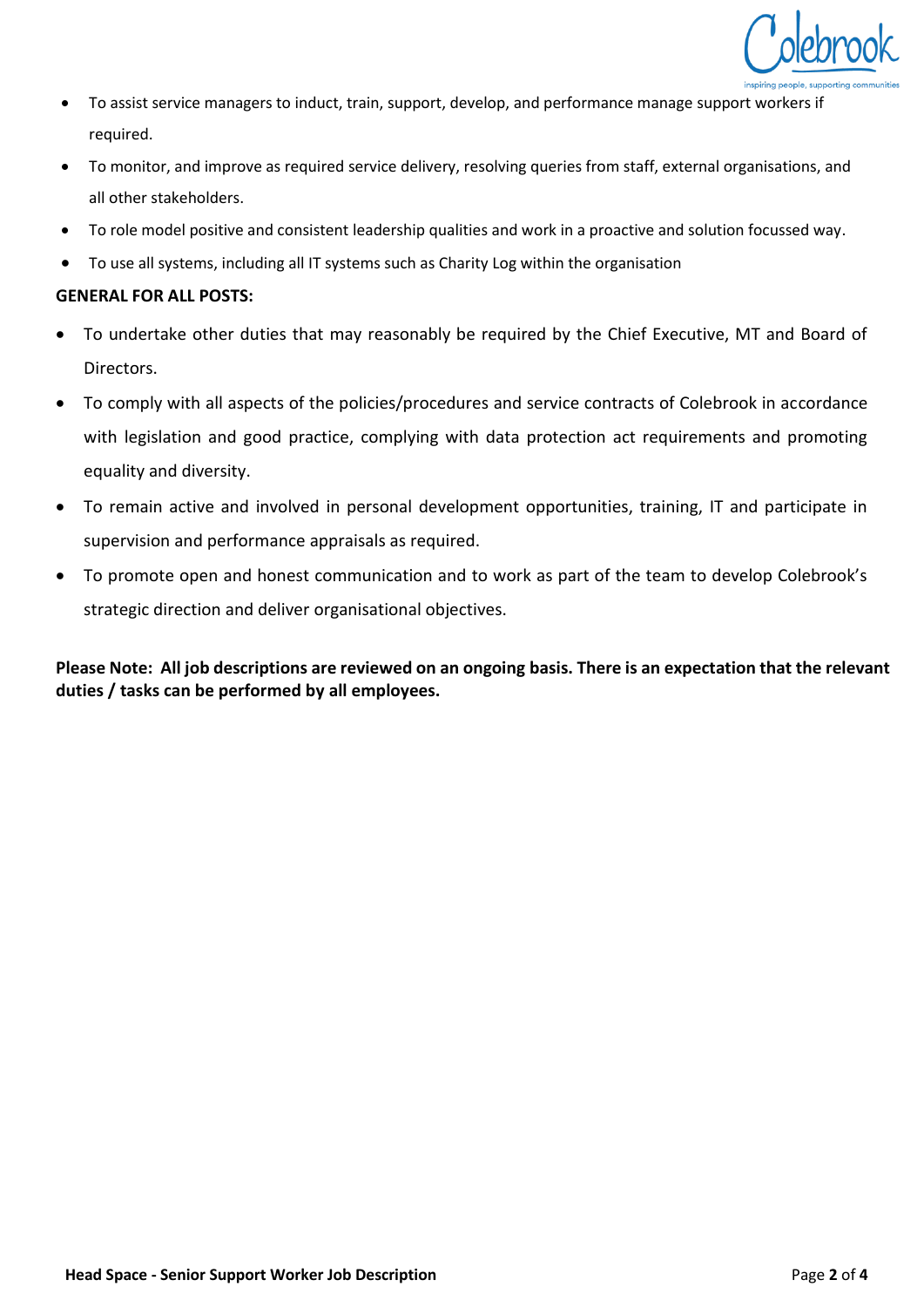- To assist service managers to induct, train, support, develop, and performance manage support workers if required.
- To monitor, and improve as required service delivery, resolving queries from staff, external organisations, and all other stakeholders.
- To role model positive and consistent leadership qualities and work in a proactive and solution focussed way.
- To use all systems, including all IT systems such as Charity Log within the organisation

**GENERAL FOR ALL POSTS:**

- To undertake other duties that may reasonably be required by the Chief Executive, MT and Board of Directors.
- To comply with all aspects of the policies/procedures and service contracts of Colebrook in accordance with legislation and good practice, complying with data protection act requirements and promoting equality and diversity.
- To remain active and involved in personal development opportunities, training, IT and participate in supervision and performance appraisals as required.
- To promote open and honest communication and to work as part of the team to develop Colebrook's strategic direction and deliver organisational objectives.

**Please Note: All job descriptions are reviewed on an ongoing basis. There is an expectation that the relevant duties / tasks can be performed by all employees.**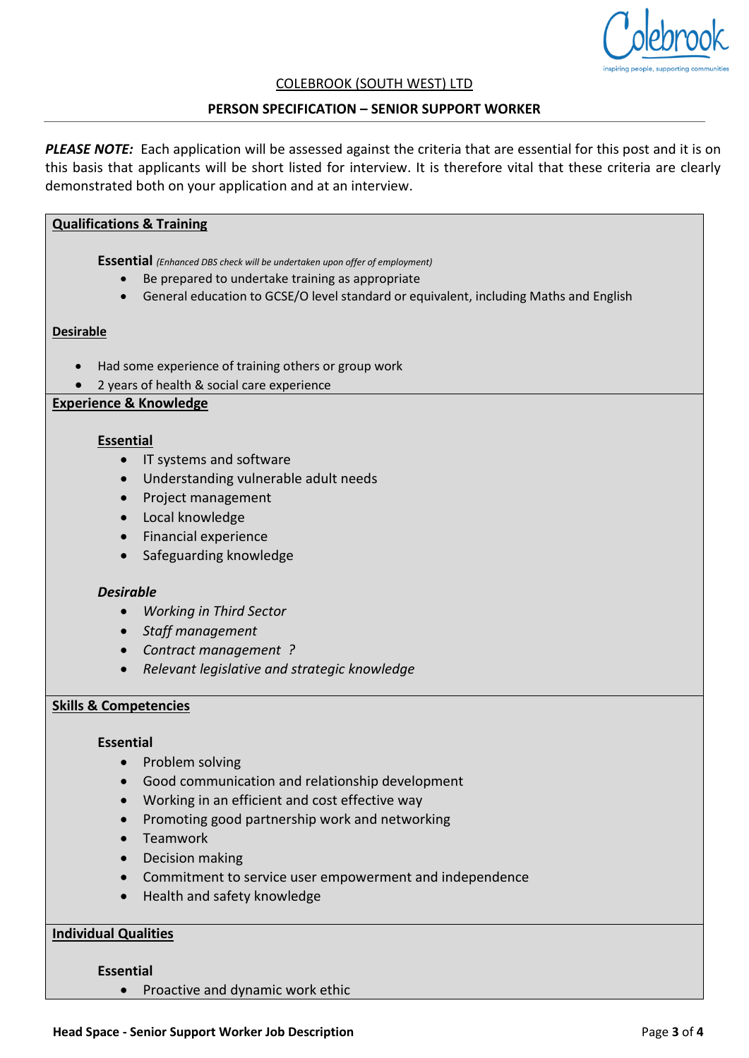COLEBROOK (SOUTH WEST) LTD

**PERSON SPECIFICATION – SENIOR SUPPORT WORKER**

***PLEASE NOTE:*** Each application will be assessed against the criteria that are essential for this post and it is on this basis that applicants will be short listed for interview. It is therefore vital that these criteria are clearly demonstrated both on your application and at an interview.

## Qualifications & Training

**Essential** *(Enhanced DBS check will be undertaken upon offer of employment)*

- Be prepared to undertake training as appropriate
- General education to GCSE/O level standard or equivalent, including Maths and English

**Desirable**

- Had some experience of training others or group work
- 2 years of health & social care experience

## Experience & Knowledge

**Essential**

- IT systems and software
- Understanding vulnerable adult needs
- Project management
- Local knowledge
- Financial experience
- Safeguarding knowledge

***Desirable***

- *Working in Third Sector*
- *Staff management*
- *Contract management ?*
- *Relevant legislative and strategic knowledge*

## Skills & Competencies

**Essential**

- Problem solving
- Good communication and relationship development
- Working in an efficient and cost effective way
- Promoting good partnership work and networking
- Teamwork
- Decision making
- Commitment to service user empowerment and independence
- Health and safety knowledge

## Individual Qualities

**Essential**

- Proactive and dynamic work ethic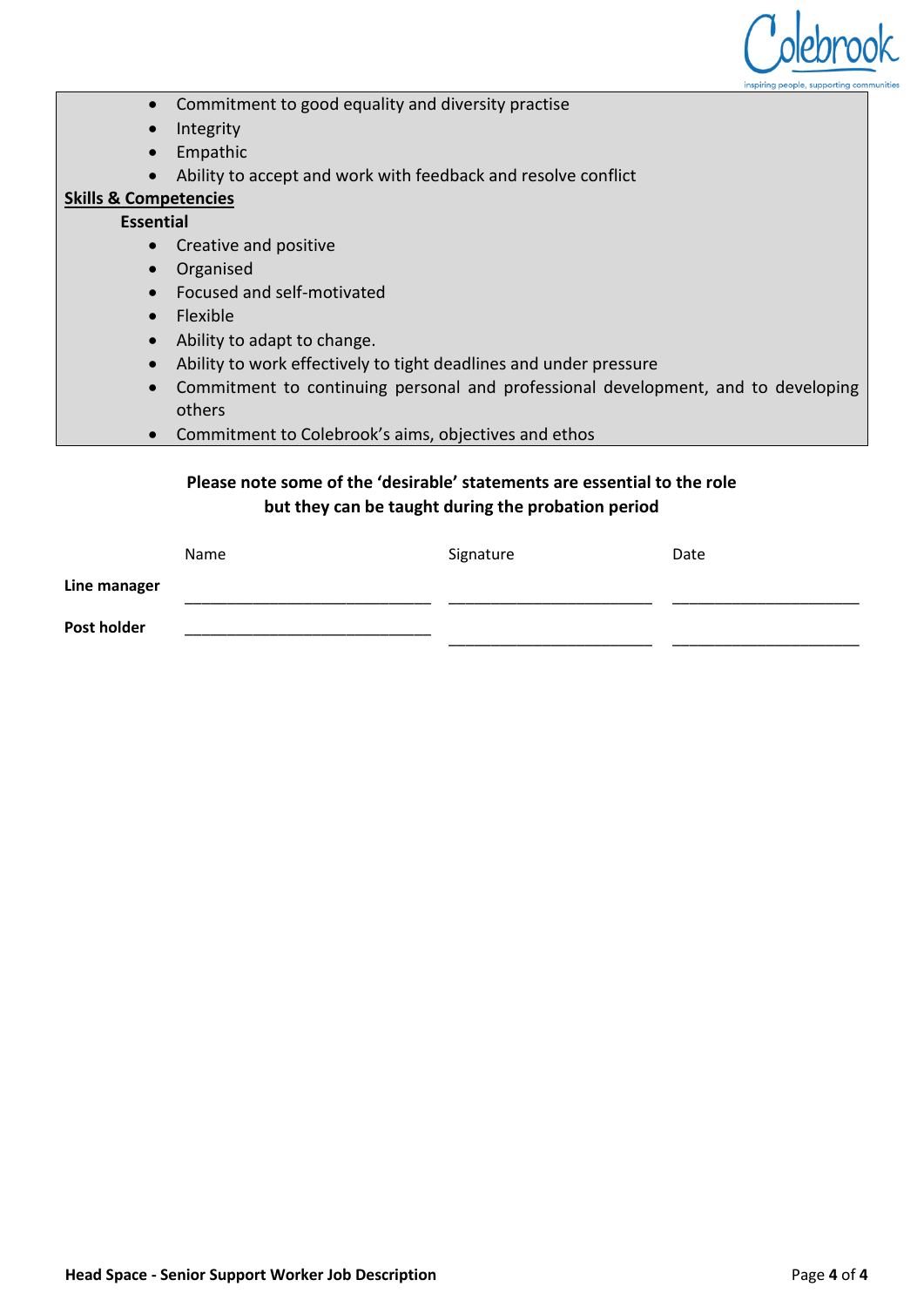- Commitment to good equality and diversity practise
- Integrity
- Empathic
- Ability to accept and work with feedback and resolve conflict

**Skills & Competencies**

**Essential**

- Creative and positive
- Organised
- Focused and self-motivated
- Flexible
- Ability to adapt to change.
- Ability to work effectively to tight deadlines and under pressure
- Commitment to continuing personal and professional development, and to developing others
- Commitment to Colebrook's aims, objectives and ethos

**Please note some of the 'desirable' statements are essential to the role but they can be taught during the probation period**

| | Name | Signature | Date |
|---|---|---|---|
| **Line manager** | ____________________ | ____________________ | ____________________ |
| **Post holder** | ____________________ | ____________________ | ____________________ |